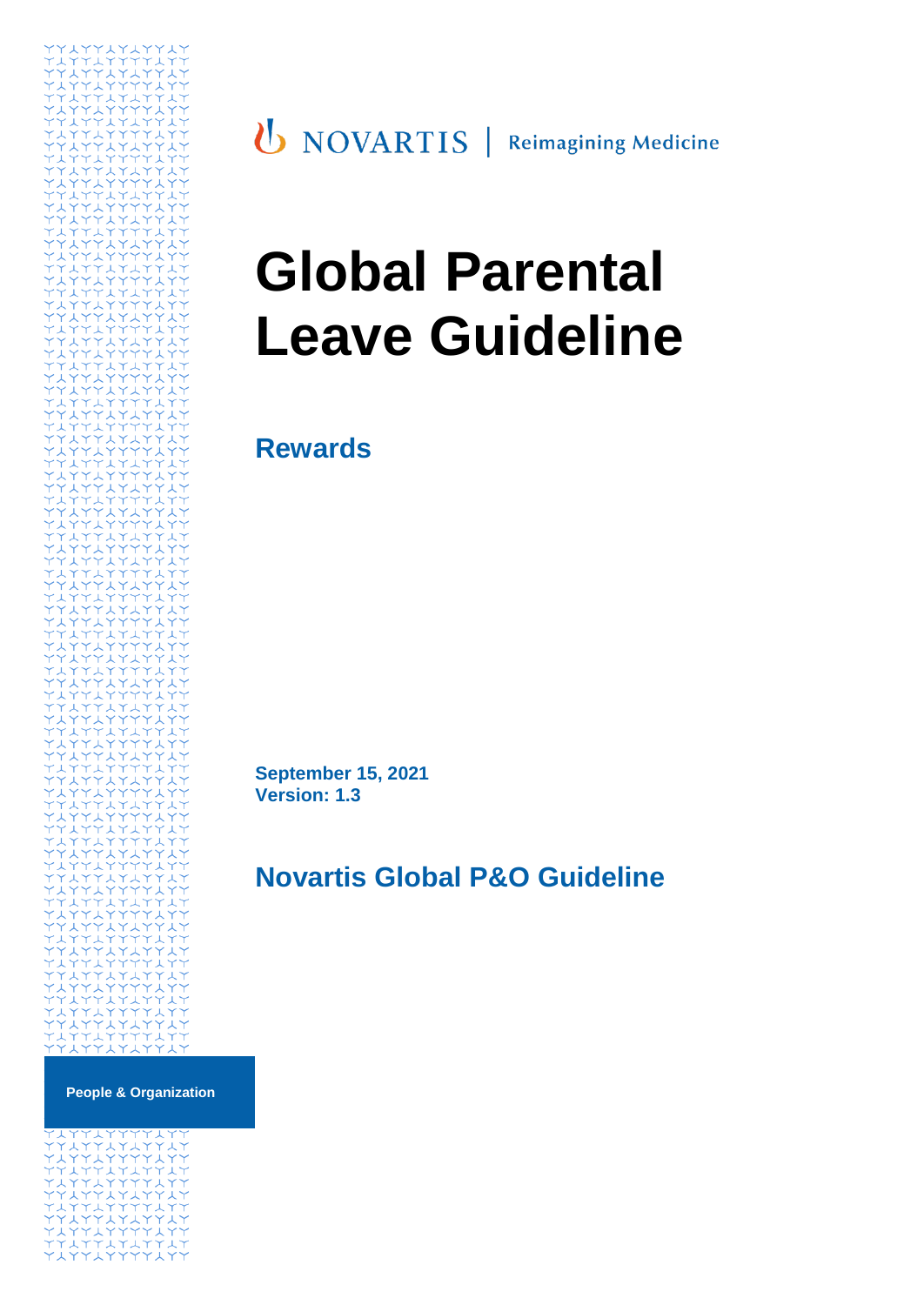NOVARTIS | Reimagining Medicine

# Global Parental Leave Guideline

## Rewards

**September 15, 2021**
**Version: 1.3**

## Novartis Global P&O Guideline

**People & Organization**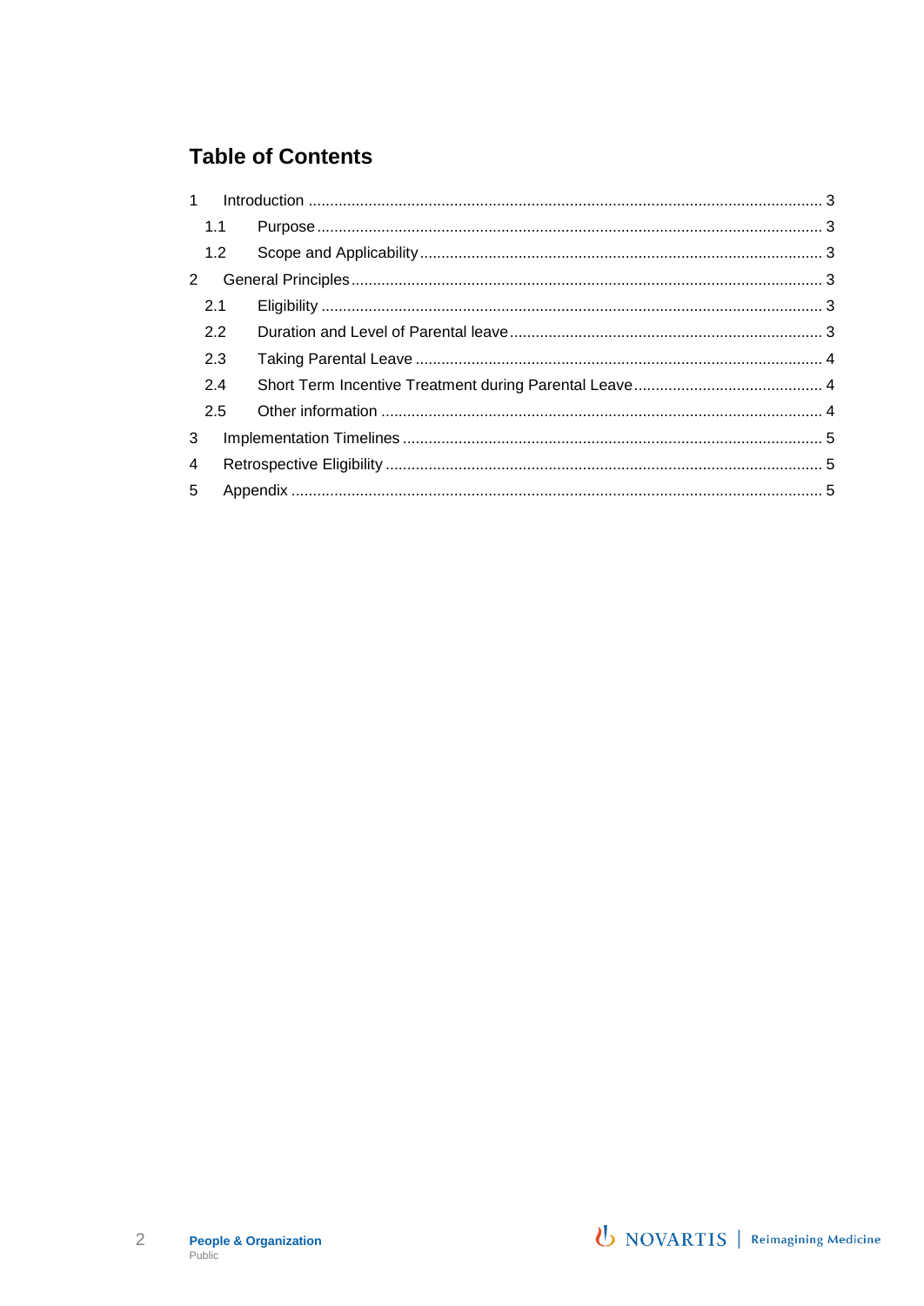## Table of Contents

1 Introduction ........................................................................................................ 3
  1.1 Purpose ........................................................................................................ 3
  1.2 Scope and Applicability ................................................................................ 3
2 General Principles ................................................................................................ 3
  2.1 Eligibility ........................................................................................................ 3
  2.2 Duration and Level of Parental leave ............................................................. 3
  2.3 Taking Parental Leave ................................................................................... 4
  2.4 Short Term Incentive Treatment during Parental Leave ................................. 4
  2.5 Other information ........................................................................................... 4
3 Implementation Timelines ..................................................................................... 5
4 Retrospective Eligibility ........................................................................................ 5
5 Appendix .............................................................................................................. 5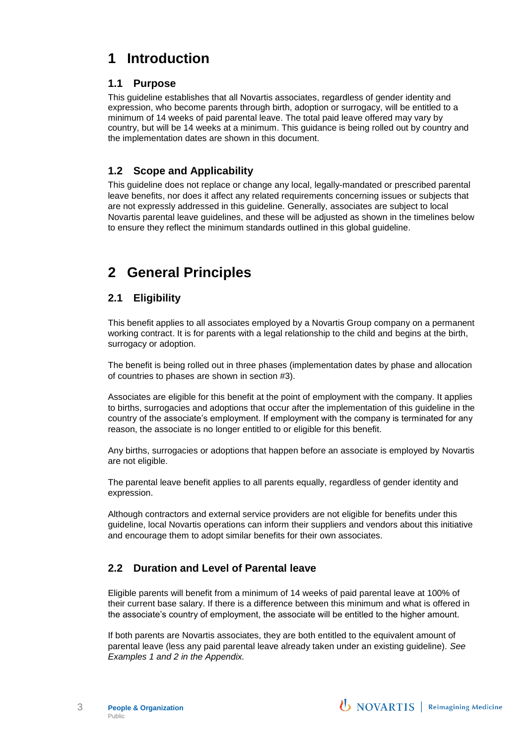# 1 Introduction

## 1.1 Purpose

This guideline establishes that all Novartis associates, regardless of gender identity and expression, who become parents through birth, adoption or surrogacy, will be entitled to a minimum of 14 weeks of paid parental leave. The total paid leave offered may vary by country, but will be 14 weeks at a minimum. This guidance is being rolled out by country and the implementation dates are shown in this document.

## 1.2 Scope and Applicability

This guideline does not replace or change any local, legally-mandated or prescribed parental leave benefits, nor does it affect any related requirements concerning issues or subjects that are not expressly addressed in this guideline. Generally, associates are subject to local Novartis parental leave guidelines, and these will be adjusted as shown in the timelines below to ensure they reflect the minimum standards outlined in this global guideline.

# 2 General Principles

## 2.1 Eligibility

This benefit applies to all associates employed by a Novartis Group company on a permanent working contract. It is for parents with a legal relationship to the child and begins at the birth, surrogacy or adoption.

The benefit is being rolled out in three phases (implementation dates by phase and allocation of countries to phases are shown in section #3).

Associates are eligible for this benefit at the point of employment with the company. It applies to births, surrogacies and adoptions that occur after the implementation of this guideline in the country of the associate's employment. If employment with the company is terminated for any reason, the associate is no longer entitled to or eligible for this benefit.

Any births, surrogacies or adoptions that happen before an associate is employed by Novartis are not eligible.

The parental leave benefit applies to all parents equally, regardless of gender identity and expression.

Although contractors and external service providers are not eligible for benefits under this guideline, local Novartis operations can inform their suppliers and vendors about this initiative and encourage them to adopt similar benefits for their own associates.

## 2.2 Duration and Level of Parental leave

Eligible parents will benefit from a minimum of 14 weeks of paid parental leave at 100% of their current base salary. If there is a difference between this minimum and what is offered in the associate's country of employment, the associate will be entitled to the higher amount.

If both parents are Novartis associates, they are both entitled to the equivalent amount of parental leave (less any paid parental leave already taken under an existing guideline). *See Examples 1 and 2 in the Appendix.*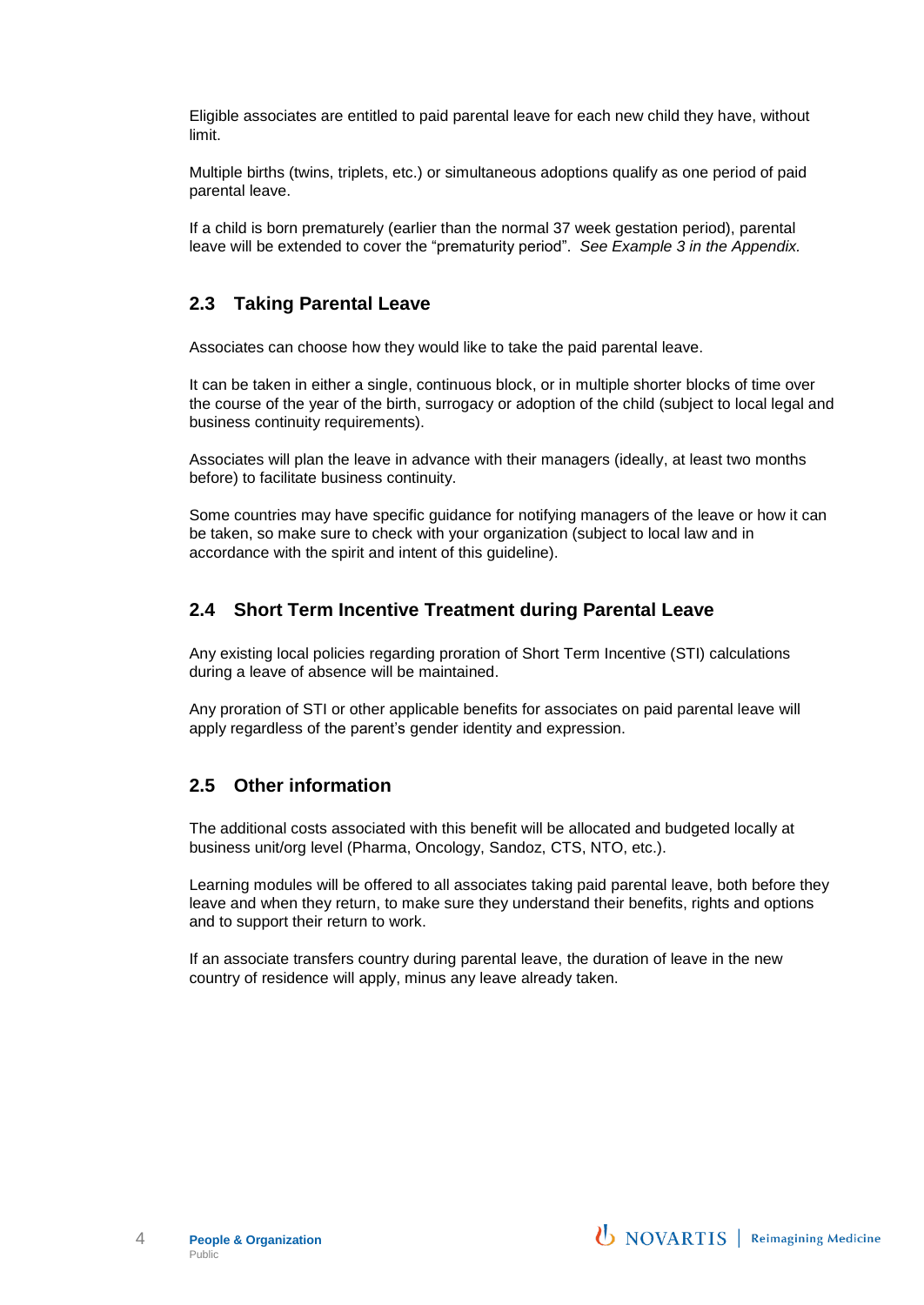Eligible associates are entitled to paid parental leave for each new child they have, without limit.

Multiple births (twins, triplets, etc.) or simultaneous adoptions qualify as one period of paid parental leave.

If a child is born prematurely (earlier than the normal 37 week gestation period), parental leave will be extended to cover the "prematurity period". *See Example 3 in the Appendix.*

## 2.3 Taking Parental Leave

Associates can choose how they would like to take the paid parental leave.

It can be taken in either a single, continuous block, or in multiple shorter blocks of time over the course of the year of the birth, surrogacy or adoption of the child (subject to local legal and business continuity requirements).

Associates will plan the leave in advance with their managers (ideally, at least two months before) to facilitate business continuity.

Some countries may have specific guidance for notifying managers of the leave or how it can be taken, so make sure to check with your organization (subject to local law and in accordance with the spirit and intent of this guideline).

## 2.4 Short Term Incentive Treatment during Parental Leave

Any existing local policies regarding proration of Short Term Incentive (STI) calculations during a leave of absence will be maintained.

Any proration of STI or other applicable benefits for associates on paid parental leave will apply regardless of the parent's gender identity and expression.

## 2.5 Other information

The additional costs associated with this benefit will be allocated and budgeted locally at business unit/org level (Pharma, Oncology, Sandoz, CTS, NTO, etc.).

Learning modules will be offered to all associates taking paid parental leave, both before they leave and when they return, to make sure they understand their benefits, rights and options and to support their return to work.

If an associate transfers country during parental leave, the duration of leave in the new country of residence will apply, minus any leave already taken.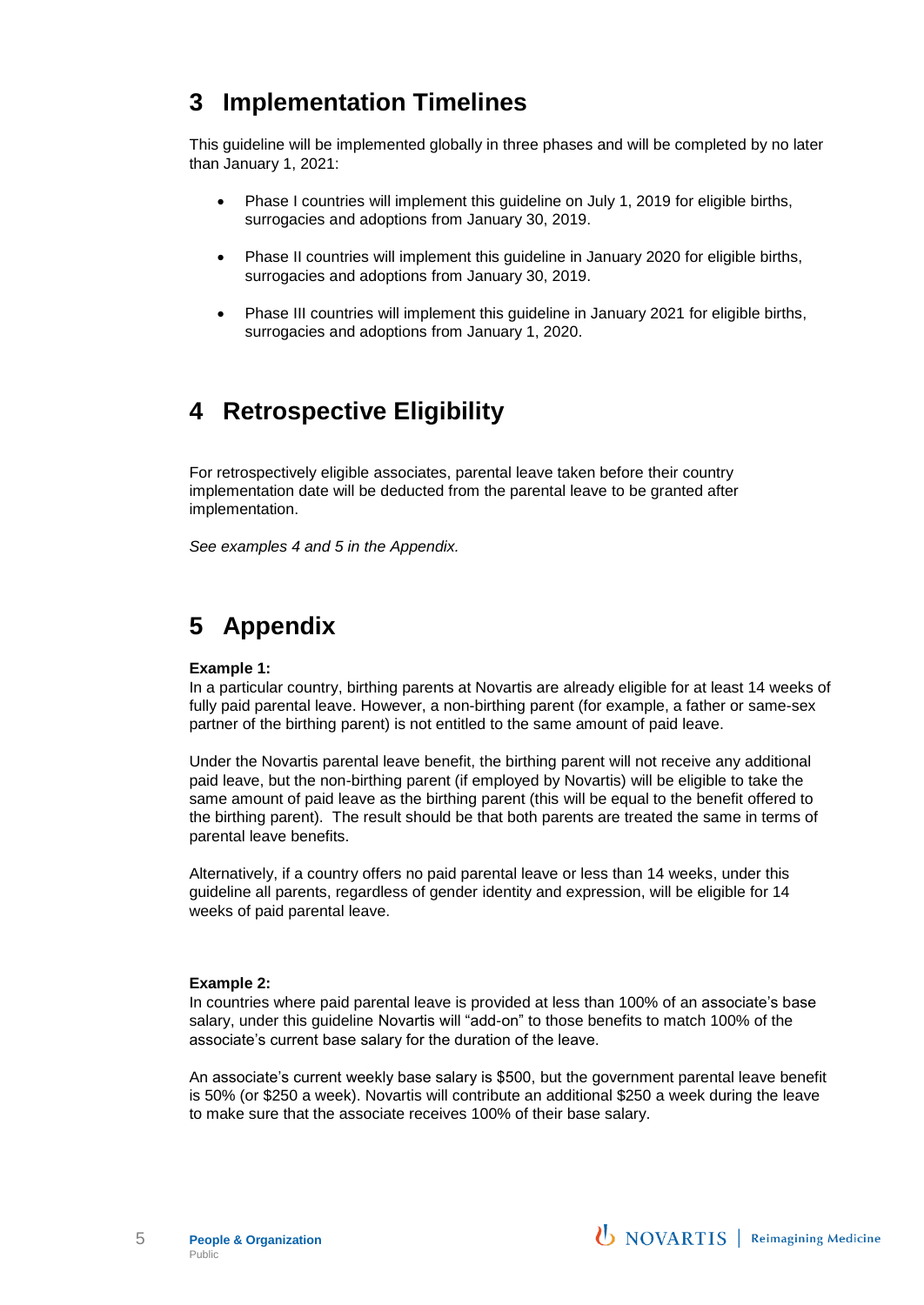# 3 Implementation Timelines

This guideline will be implemented globally in three phases and will be completed by no later than January 1, 2021:

- Phase I countries will implement this guideline on July 1, 2019 for eligible births, surrogacies and adoptions from January 30, 2019.
- Phase II countries will implement this guideline in January 2020 for eligible births, surrogacies and adoptions from January 30, 2019.
- Phase III countries will implement this guideline in January 2021 for eligible births, surrogacies and adoptions from January 1, 2020.

# 4 Retrospective Eligibility

For retrospectively eligible associates, parental leave taken before their country implementation date will be deducted from the parental leave to be granted after implementation.

*See examples 4 and 5 in the Appendix.*

# 5 Appendix

**Example 1:**

In a particular country, birthing parents at Novartis are already eligible for at least 14 weeks of fully paid parental leave. However, a non-birthing parent (for example, a father or same-sex partner of the birthing parent) is not entitled to the same amount of paid leave.

Under the Novartis parental leave benefit, the birthing parent will not receive any additional paid leave, but the non-birthing parent (if employed by Novartis) will be eligible to take the same amount of paid leave as the birthing parent (this will be equal to the benefit offered to the birthing parent). The result should be that both parents are treated the same in terms of parental leave benefits.

Alternatively, if a country offers no paid parental leave or less than 14 weeks, under this guideline all parents, regardless of gender identity and expression, will be eligible for 14 weeks of paid parental leave.

**Example 2:**

In countries where paid parental leave is provided at less than 100% of an associate's base salary, under this guideline Novartis will "add-on" to those benefits to match 100% of the associate's current base salary for the duration of the leave.

An associate's current weekly base salary is $500, but the government parental leave benefit is 50% (or $250 a week). Novartis will contribute an additional $250 a week during the leave to make sure that the associate receives 100% of their base salary.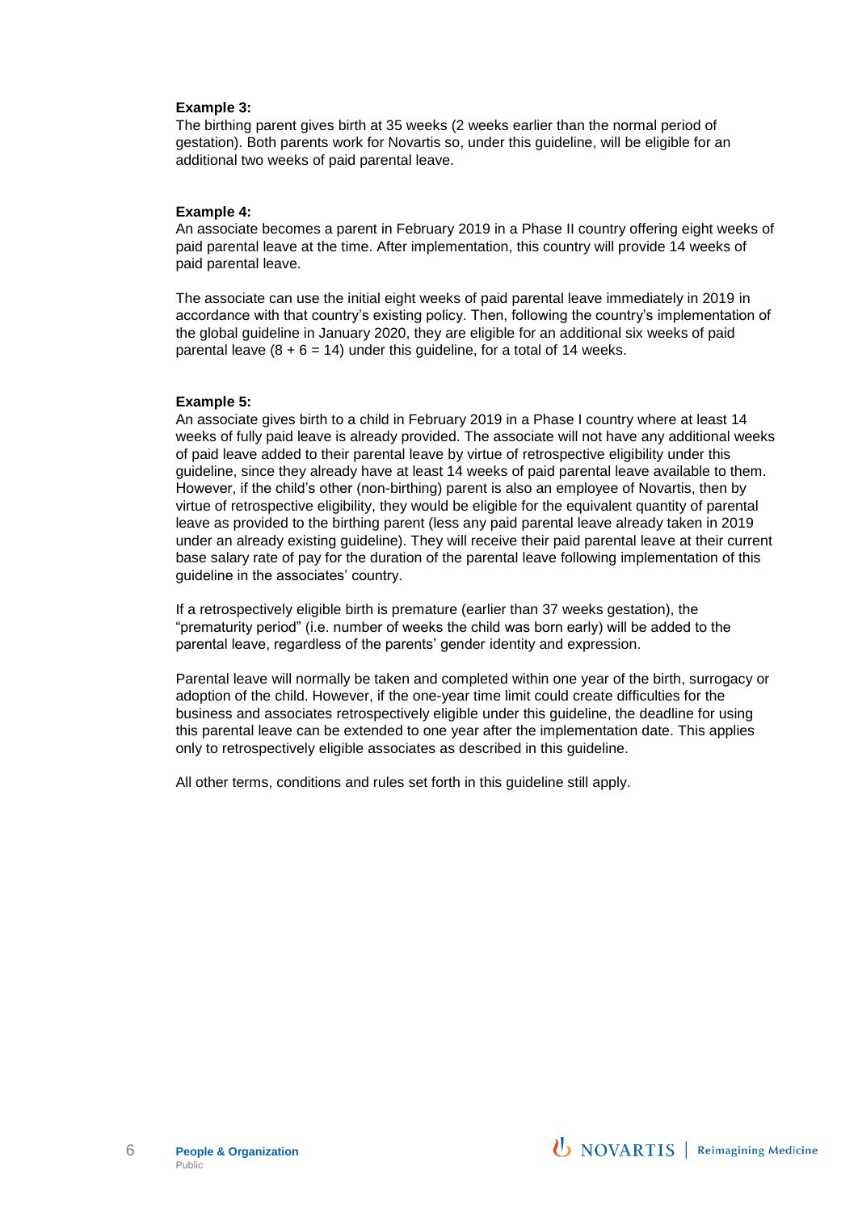**Example 3:**
The birthing parent gives birth at 35 weeks (2 weeks earlier than the normal period of gestation). Both parents work for Novartis so, under this guideline, will be eligible for an additional two weeks of paid parental leave.

**Example 4:**
An associate becomes a parent in February 2019 in a Phase II country offering eight weeks of paid parental leave at the time. After implementation, this country will provide 14 weeks of paid parental leave.

The associate can use the initial eight weeks of paid parental leave immediately in 2019 in accordance with that country's existing policy. Then, following the country's implementation of the global guideline in January 2020, they are eligible for an additional six weeks of paid parental leave (8 + 6 = 14) under this guideline, for a total of 14 weeks.

**Example 5:**
An associate gives birth to a child in February 2019 in a Phase I country where at least 14 weeks of fully paid leave is already provided. The associate will not have any additional weeks of paid leave added to their parental leave by virtue of retrospective eligibility under this guideline, since they already have at least 14 weeks of paid parental leave available to them. However, if the child's other (non-birthing) parent is also an employee of Novartis, then by virtue of retrospective eligibility, they would be eligible for the equivalent quantity of parental leave as provided to the birthing parent (less any paid parental leave already taken in 2019 under an already existing guideline). They will receive their paid parental leave at their current base salary rate of pay for the duration of the parental leave following implementation of this guideline in the associates' country.

If a retrospectively eligible birth is premature (earlier than 37 weeks gestation), the "prematurity period" (i.e. number of weeks the child was born early) will be added to the parental leave, regardless of the parents' gender identity and expression.

Parental leave will normally be taken and completed within one year of the birth, surrogacy or adoption of the child. However, if the one-year time limit could create difficulties for the business and associates retrospectively eligible under this guideline, the deadline for using this parental leave can be extended to one year after the implementation date. This applies only to retrospectively eligible associates as described in this guideline.

All other terms, conditions and rules set forth in this guideline still apply.